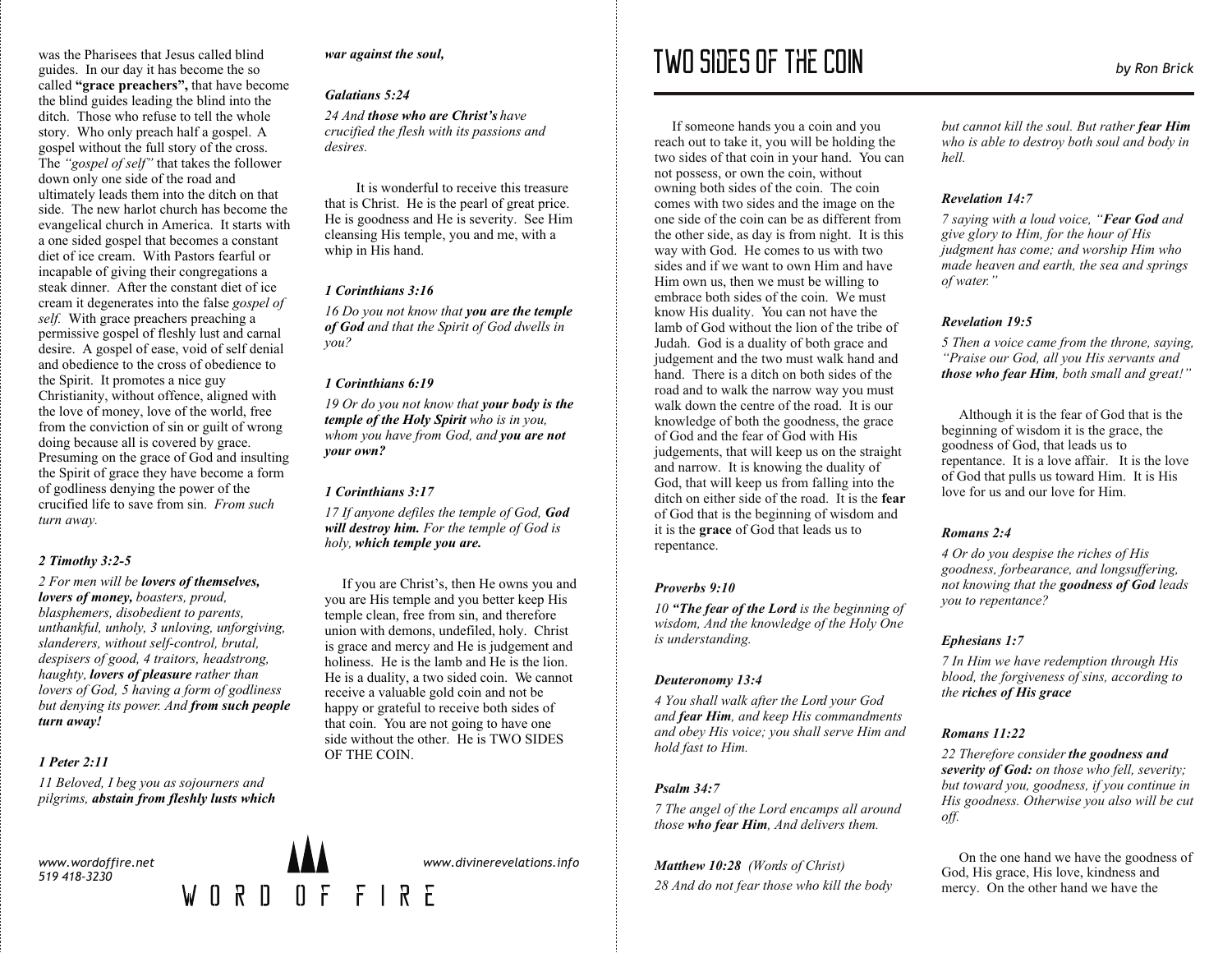was the Pharisees that Jesus called blind guides. In our day it has become the so called **"grace preachers",** that have become the blind guides leading the blind into the ditch. Those who refuse to tell the whole story. Who only preach half a gospel. A gospel without the full story of the cross. The *"gospel of self"* that takes the follower down only one side of the road and ultimately leads them into the ditch on that side. The new harlot church has become the evangelical church in America. It starts with a one sided gospel that becomes a constant diet of ice cream. With Pastors fearful or incapable of giving their congregations a steak dinner. After the constant diet of ice cream it degenerates into the false *gospel of self.* With grace preachers preaching a permissive gospel of fleshly lust and carnal desire. A gospel of ease, void of self denial and obedience to the cross of obedience to the Spirit. It promotes a nice guy Christianity, without offence, aligned with the love of money, love of the world, free from the conviction of sin or guilt of wrong doing because all is covered by grace. Presuming on the grace of God and insulting the Spirit of grace they have become a form of godliness denying the power of the crucified life to save from sin. *From such turn away.*

***2 Timothy 3:2-5***

*2 For men will be **lovers of themselves, lovers of money,** boasters, proud, blasphemers, disobedient to parents, unthankful, unholy, 3 unloving, unforgiving, slanderers, without self-control, brutal, despisers of good, 4 traitors, headstrong, haughty, **lovers of pleasure** rather than lovers of God, 5 having a form of godliness but denying its power. And **from such people turn away!***

***1 Peter 2:11***

*11 Beloved, I beg you as sojourners and pilgrims, **abstain from fleshly lusts which war against the soul,***

***Galatians 5:24***

*24 And **those who are Christ's** have crucified the flesh with its passions and desires.*

It is wonderful to receive this treasure that is Christ. He is the pearl of great price. He is goodness and He is severity. See Him cleansing His temple, you and me, with a whip in His hand.

***1 Corinthians 3:16***

*16 Do you not know that **you are the temple of God** and that the Spirit of God dwells in you?*

***1 Corinthians 6:19***

*19 Or do you not know that **your body is the temple of the Holy Spirit** who is in you, whom you have from God, and **you are not your own?***

***1 Corinthians 3:17***

*17 If anyone defiles the temple of God, **God will destroy him.** For the temple of God is holy, **which temple you are.***

If you are Christ's, then He owns you and you are His temple and you better keep His temple clean, free from sin, and therefore union with demons, undefiled, holy. Christ is grace and mercy and He is judgement and holiness. He is the lamb and He is the lion. He is a duality, a two sided coin. We cannot receive a valuable gold coin and not be happy or grateful to receive both sides of that coin. You are not going to have one side without the other. He is TWO SIDES OF THE COIN.

www.wordoffire.net
519 418-3230

WORD OF FIRE

www.divinerevelations.info

# TWO SIDES OF THE COIN

*by Ron Brick*

If someone hands you a coin and you reach out to take it, you will be holding the two sides of that coin in your hand. You can not possess, or own the coin, without owning both sides of the coin. The coin comes with two sides and the image on the one side of the coin can be as different from the other side, as day is from night. It is this way with God. He comes to us with two sides and if we want to own Him and have Him own us, then we must be willing to embrace both sides of the coin. We must know His duality. You can not have the lamb of God without the lion of the tribe of Judah. God is a duality of both grace and judgement and the two must walk hand and hand. There is a ditch on both sides of the road and to walk the narrow way you must walk down the centre of the road. It is our knowledge of both the goodness, the grace of God and the fear of God with His judgements, that will keep us on the straight and narrow. It is knowing the duality of God, that will keep us from falling into the ditch on either side of the road. It is the **fear** of God that is the beginning of wisdom and it is the **grace** of God that leads us to repentance.

***Proverbs 9:10***

*10 **"The fear of the Lord** is the beginning of wisdom, And the knowledge of the Holy One is understanding.*

***Deuteronomy 13:4***

*4 You shall walk after the Lord your God and **fear Him**, and keep His commandments and obey His voice; you shall serve Him and hold fast to Him.*

***Psalm 34:7***

*7 The angel of the Lord encamps all around those **who fear Him**, And delivers them.*

***Matthew 10:28*** *(Words of Christ)*

*28 And do not fear those who kill the body but cannot kill the soul. But rather **fear Him** who is able to destroy both soul and body in hell.*

***Revelation 14:7***

*7 saying with a loud voice, "**Fear God** and give glory to Him, for the hour of His judgment has come; and worship Him who made heaven and earth, the sea and springs of water."*

***Revelation 19:5***

*5 Then a voice came from the throne, saying, "Praise our God, all you His servants and **those who fear Him**, both small and great!"*

Although it is the fear of God that is the beginning of wisdom it is the grace, the goodness of God, that leads us to repentance. It is a love affair. It is the love of God that pulls us toward Him. It is His love for us and our love for Him.

***Romans 2:4***

*4 Or do you despise the riches of His goodness, forbearance, and longsuffering, not knowing that the **goodness of God** leads you to repentance?*

***Ephesians 1:7***

*7 In Him we have redemption through His blood, the forgiveness of sins, according to the **riches of His grace***

***Romans 11:22***

*22 Therefore consider **the goodness and severity of God:** on those who fell, severity; but toward you, goodness, if you continue in His goodness. Otherwise you also will be cut off.*

On the one hand we have the goodness of God, His grace, His love, kindness and mercy. On the other hand we have the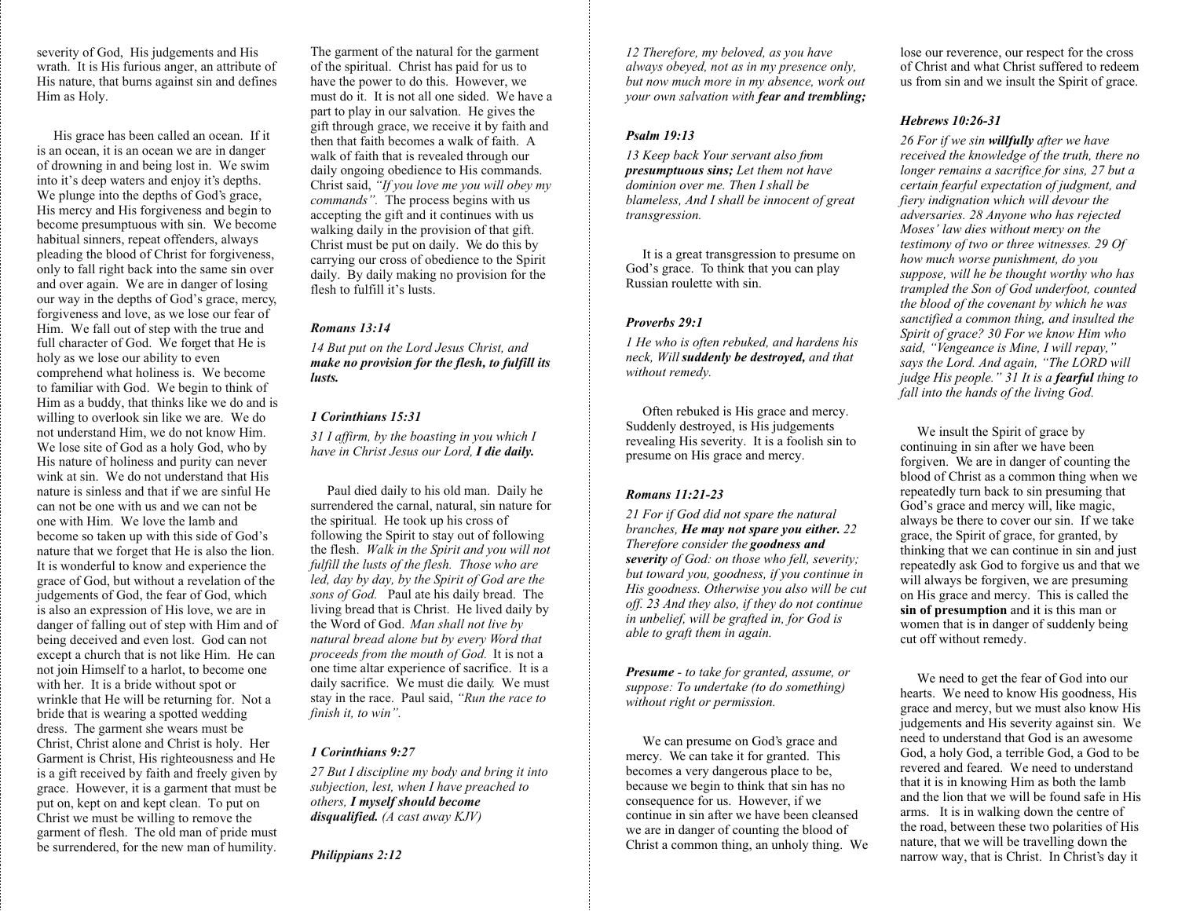severity of God, His judgements and His wrath. It is His furious anger, an attribute of His nature, that burns against sin and defines Him as Holy.

His grace has been called an ocean. If it is an ocean, it is an ocean we are in danger of drowning in and being lost in. We swim into it's deep waters and enjoy it's depths. We plunge into the depths of God's grace, His mercy and His forgiveness and begin to become presumptuous with sin. We become habitual sinners, repeat offenders, always pleading the blood of Christ for forgiveness, only to fall right back into the same sin over and over again. We are in danger of losing our way in the depths of God's grace, mercy, forgiveness and love, as we lose our fear of Him. We fall out of step with the true and full character of God. We forget that He is holy as we lose our ability to even comprehend what holiness is. We become to familiar with God. We begin to think of Him as a buddy, that thinks like we do and is willing to overlook sin like we are. We do not understand Him, we do not know Him. We lose site of God as a holy God, who by His nature of holiness and purity can never wink at sin. We do not understand that His nature is sinless and that if we are sinful He can not be one with us and we can not be one with Him. We love the lamb and become so taken up with this side of God's nature that we forget that He is also the lion. It is wonderful to know and experience the grace of God, but without a revelation of the judgements of God, the fear of God, which is also an expression of His love, we are in danger of falling out of step with Him and of being deceived and even lost. God can not except a church that is not like Him. He can not join Himself to a harlot, to become one with her. It is a bride without spot or wrinkle that He will be returning for. Not a bride that is wearing a spotted wedding dress. The garment she wears must be Christ, Christ alone and Christ is holy. Her Garment is Christ, His righteousness and He is a gift received by faith and freely given by grace. However, it is a garment that must be put on, kept on and kept clean. To put on Christ we must be willing to remove the garment of flesh. The old man of pride must be surrendered, for the new man of humility. The garment of the natural for the garment of the spiritual. Christ has paid for us to have the power to do this. However, we must do it. It is not all one sided. We have a part to play in our salvation. He gives the gift through grace, we receive it by faith and then that faith becomes a walk of faith. A walk of faith that is revealed through our daily ongoing obedience to His commands. Christ said, *"If you love me you will obey my commands"*. The process begins with us accepting the gift and it continues with us walking daily in the provision of that gift. Christ must be put on daily. We do this by carrying our cross of obedience to the Spirit daily. By daily making no provision for the flesh to fulfill it's lusts.

***Romans 13:14***

*14 But put on the Lord Jesus Christ, and **make no provision for the flesh, to fulfill its lusts.***

***1 Corinthians 15:31***

*31 I affirm, by the boasting in you which I have in Christ Jesus our Lord, **I die daily.***

Paul died daily to his old man. Daily he surrendered the carnal, natural, sin nature for the spiritual. He took up his cross of following the Spirit to stay out of following the flesh. *Walk in the Spirit and you will not fulfill the lusts of the flesh. Those who are led, day by day, by the Spirit of God are the sons of God.* Paul ate his daily bread. The living bread that is Christ. He lived daily by the Word of God. *Man shall not live by natural bread alone but by every Word that proceeds from the mouth of God.* It is not a one time altar experience of sacrifice. It is a daily sacrifice. We must die daily. We must stay in the race. Paul said, *"Run the race to finish it, to win".*

***1 Corinthians 9:27***

*27 But I discipline my body and bring it into subjection, lest, when I have preached to others, **I myself should become disqualified.** (A cast away KJV)*

***Philippians 2:12***

*12 Therefore, my beloved, as you have always obeyed, not as in my presence only, but now much more in my absence, work out your own salvation with **fear and trembling;***

***Psalm 19:13***

*13 Keep back Your servant also from **presumptuous sins;** Let them not have dominion over me. Then I shall be blameless, And I shall be innocent of great transgression.*

It is a great transgression to presume on God's grace. To think that you can play Russian roulette with sin.

***Proverbs 29:1***

*1 He who is often rebuked, and hardens his neck, Will **suddenly be destroyed,** and that without remedy.*

Often rebuked is His grace and mercy. Suddenly destroyed, is His judgements revealing His severity. It is a foolish sin to presume on His grace and mercy.

***Romans 11:21-23***

*21 For if God did not spare the natural branches, **He may not spare you either.** 22 Therefore consider the **goodness and severity** of God: on those who fell, severity; but toward you, goodness, if you continue in His goodness. Otherwise you also will be cut off. 23 And they also, if they do not continue in unbelief, will be grafted in, for God is able to graft them in again.*

***Presume** - to take for granted, assume, or suppose: To undertake (to do something) without right or permission.*

We can presume on God's grace and mercy. We can take it for granted. This becomes a very dangerous place to be, because we begin to think that sin has no consequence for us. However, if we continue in sin after we have been cleansed we are in danger of counting the blood of Christ a common thing, an unholy thing. We lose our reverence, our respect for the cross of Christ and what Christ suffered to redeem us from sin and we insult the Spirit of grace.

***Hebrews 10:26-31***

*26 For if we sin **willfully** after we have received the knowledge of the truth, there no longer remains a sacrifice for sins, 27 but a certain fearful expectation of judgment, and fiery indignation which will devour the adversaries. 28 Anyone who has rejected Moses' law dies without mercy on the testimony of two or three witnesses. 29 Of how much worse punishment, do you suppose, will he be thought worthy who has trampled the Son of God underfoot, counted the blood of the covenant by which he was sanctified a common thing, and insulted the Spirit of grace? 30 For we know Him who said, "Vengeance is Mine, I will repay," says the Lord. And again, "The LORD will judge His people." 31 It is a **fearful** thing to fall into the hands of the living God.*

We insult the Spirit of grace by continuing in sin after we have been forgiven. We are in danger of counting the blood of Christ as a common thing when we repeatedly turn back to sin presuming that God's grace and mercy will, like magic, always be there to cover our sin. If we take grace, the Spirit of grace, for granted, by thinking that we can continue in sin and just repeatedly ask God to forgive us and that we will always be forgiven, we are presuming on His grace and mercy. This is called the **sin of presumption** and it is this man or women that is in danger of suddenly being cut off without remedy.

We need to get the fear of God into our hearts. We need to know His goodness, His grace and mercy, but we must also know His judgements and His severity against sin. We need to understand that God is an awesome God, a holy God, a terrible God, a God to be revered and feared. We need to understand that it is in knowing Him as both the lamb and the lion that we will be found safe in His arms. It is in walking down the centre of the road, between these two polarities of His nature, that we will be travelling down the narrow way, that is Christ. In Christ's day it